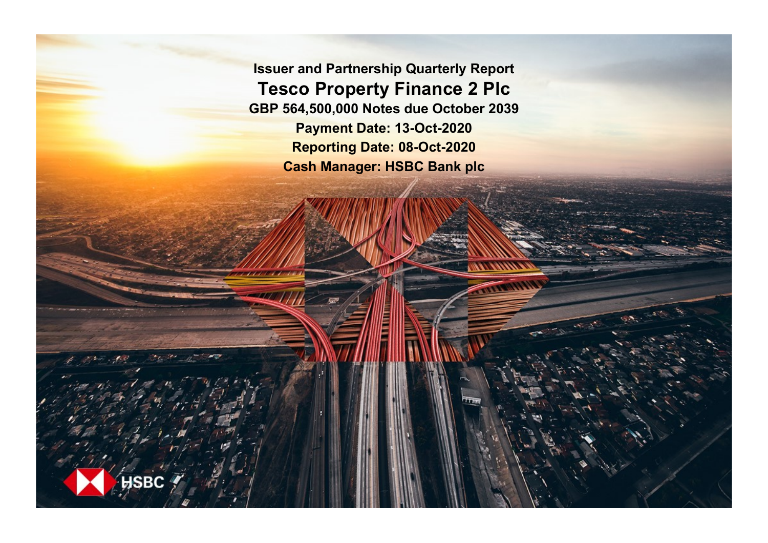# Issuer and Partnership Quarterly Report

## Tesco Property Finance 2 Plc

**GBP 564,500,000 Notes due October 2039**

**Payment Date: 13-Oct-2020**

**Reporting Date: 08-Oct-2020**

**Cash Manager: HSBC Bank plc**

HSBC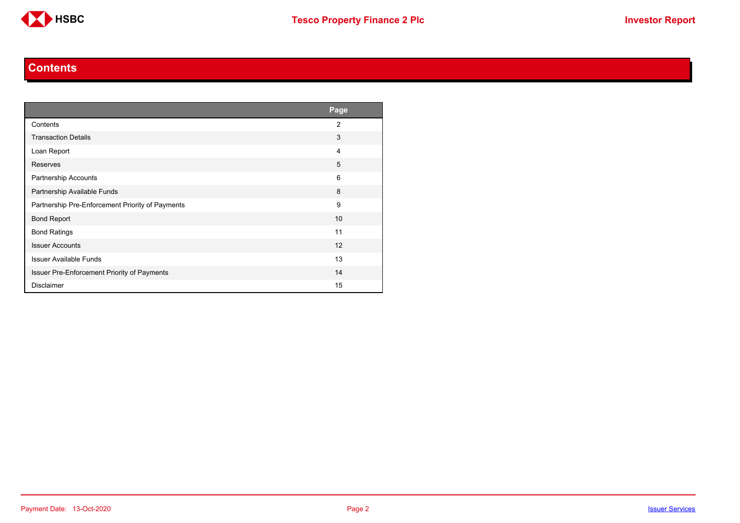# Contents

| | Page |
|---|---|
| Contents | 2 |
| Transaction Details | 3 |
| Loan Report | 4 |
| Reserves | 5 |
| Partnership Accounts | 6 |
| Partnership Available Funds | 8 |
| Partnership Pre-Enforcement Priority of Payments | 9 |
| Bond Report | 10 |
| Bond Ratings | 11 |
| Issuer Accounts | 12 |
| Issuer Available Funds | 13 |
| Issuer Pre-Enforcement Priority of Payments | 14 |
| Disclaimer | 15 |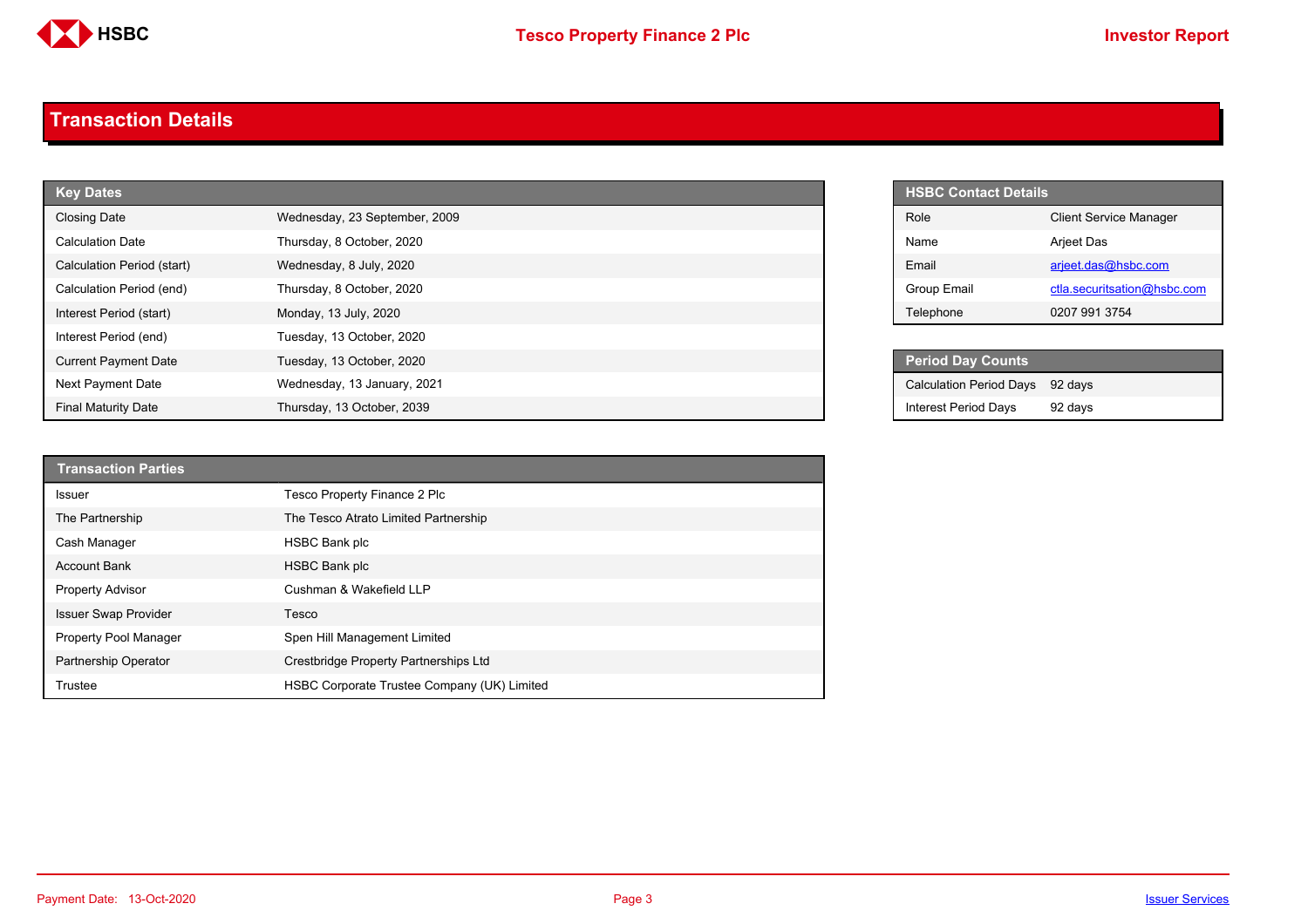## Transaction Details

| Key Dates | |
|---|---|
| Closing Date | Wednesday, 23 September, 2009 |
| Calculation Date | Thursday, 8 October, 2020 |
| Calculation Period (start) | Wednesday, 8 July, 2020 |
| Calculation Period (end) | Thursday, 8 October, 2020 |
| Interest Period (start) | Monday, 13 July, 2020 |
| Interest Period (end) | Tuesday, 13 October, 2020 |
| Current Payment Date | Tuesday, 13 October, 2020 |
| Next Payment Date | Wednesday, 13 January, 2021 |
| Final Maturity Date | Thursday, 13 October, 2039 |

| HSBC Contact Details | |
|---|---|
| Role | Client Service Manager |
| Name | Arjeet Das |
| Email | arjeet.das@hsbc.com |
| Group Email | ctla.securitsation@hsbc.com |
| Telephone | 0207 991 3754 |

| Period Day Counts | |
|---|---|
| Calculation Period Days | 92 days |
| Interest Period Days | 92 days |

| Transaction Parties | |
|---|---|
| Issuer | Tesco Property Finance 2 Plc |
| The Partnership | The Tesco Atrato Limited Partnership |
| Cash Manager | HSBC Bank plc |
| Account Bank | HSBC Bank plc |
| Property Advisor | Cushman & Wakefield LLP |
| Issuer Swap Provider | Tesco |
| Property Pool Manager | Spen Hill Management Limited |
| Partnership Operator | Crestbridge Property Partnerships Ltd |
| Trustee | HSBC Corporate Trustee Company (UK) Limited |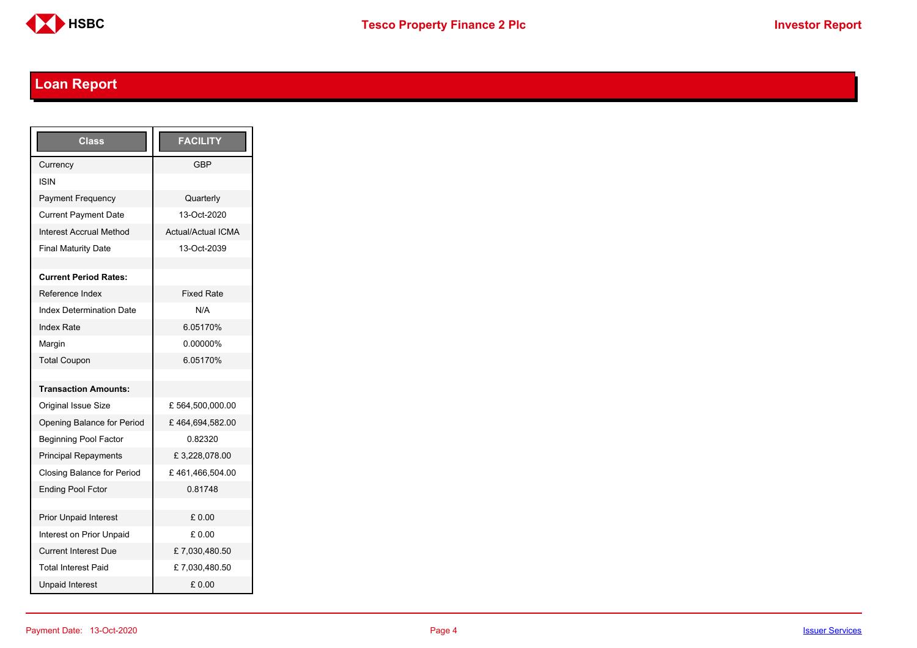## Loan Report

| Class | FACILITY |
|---|---|
| Currency | GBP |
| ISIN | |
| Payment Frequency | Quarterly |
| Current Payment Date | 13-Oct-2020 |
| Interest Accrual Method | Actual/Actual ICMA |
| Final Maturity Date | 13-Oct-2039 |
| | |
| **Current Period Rates:** | |
| Reference Index | Fixed Rate |
| Index Determination Date | N/A |
| Index Rate | 6.05170% |
| Margin | 0.00000% |
| Total Coupon | 6.05170% |
| | |
| **Transaction Amounts:** | |
| Original Issue Size | £ 564,500,000.00 |
| Opening Balance for Period | £ 464,694,582.00 |
| Beginning Pool Factor | 0.82320 |
| Principal Repayments | £ 3,228,078.00 |
| Closing Balance for Period | £ 461,466,504.00 |
| Ending Pool Fctor | 0.81748 |
| | |
| Prior Unpaid Interest | £ 0.00 |
| Interest on Prior Unpaid | £ 0.00 |
| Current Interest Due | £ 7,030,480.50 |
| Total Interest Paid | £ 7,030,480.50 |
| Unpaid Interest | £ 0.00 |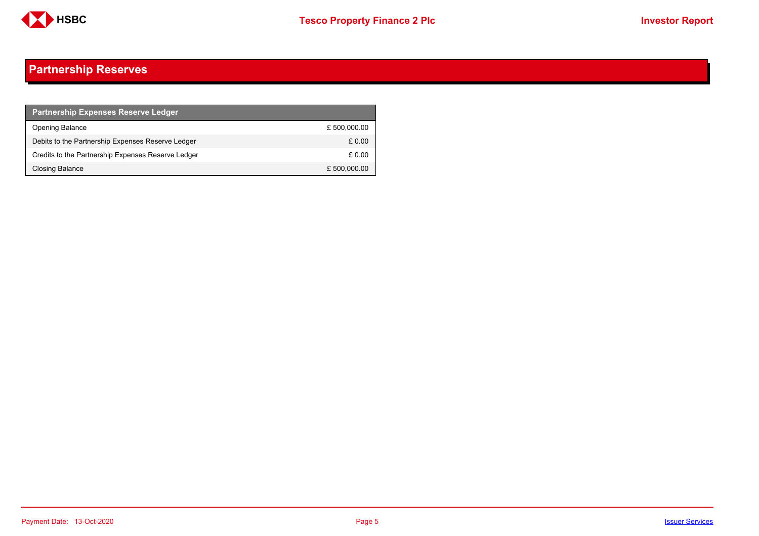# Partnership Reserves

| Partnership Expenses Reserve Ledger | |
|---|---|
| Opening Balance | £ 500,000.00 |
| Debits to the Partnership Expenses Reserve Ledger | £ 0.00 |
| Credits to the Partnership Expenses Reserve Ledger | £ 0.00 |
| Closing Balance | £ 500,000.00 |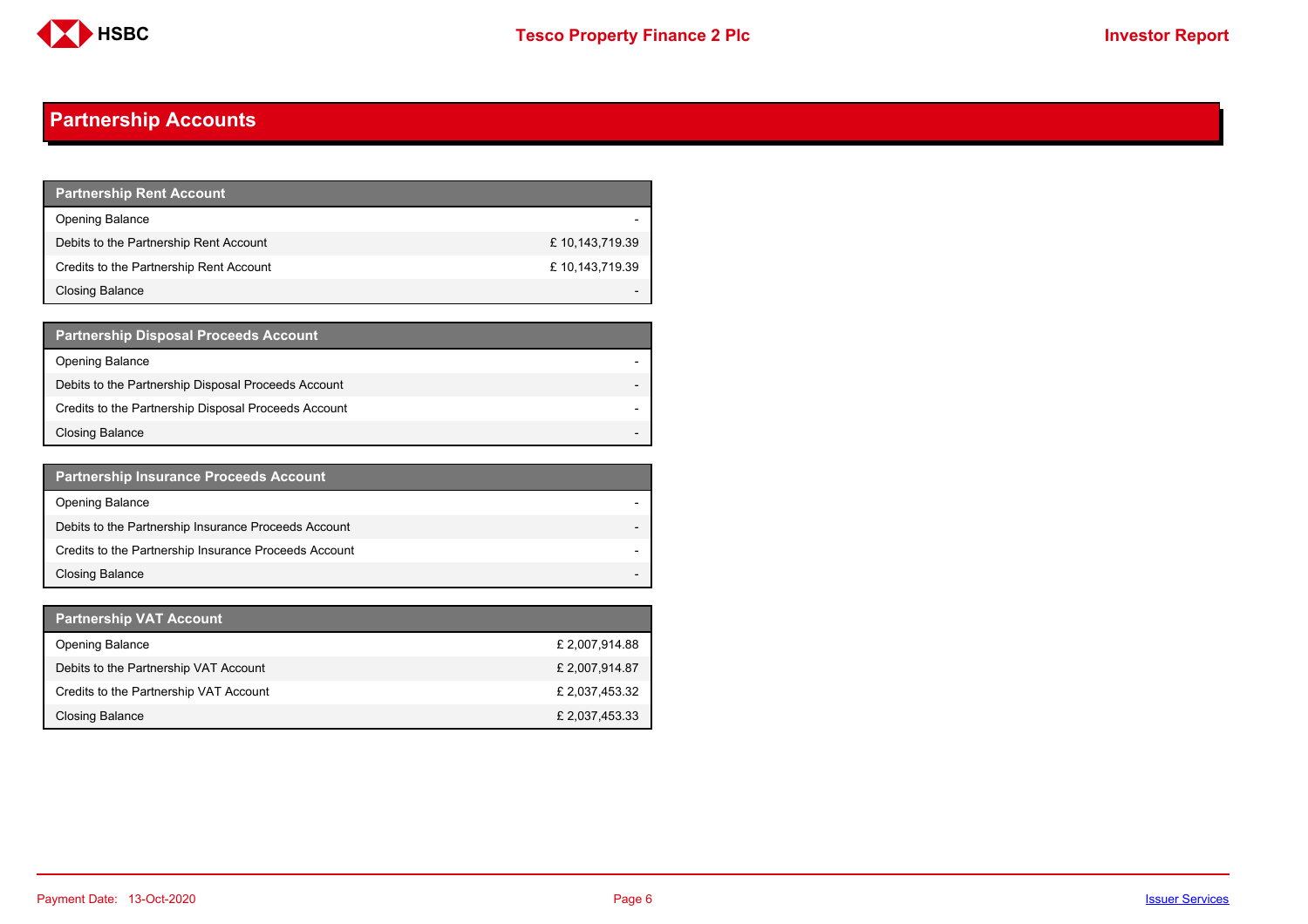## Partnership Accounts

| Partnership Rent Account | |
|---|---|
| Opening Balance | - |
| Debits to the Partnership Rent Account | £ 10,143,719.39 |
| Credits to the Partnership Rent Account | £ 10,143,719.39 |
| Closing Balance | - |

| Partnership Disposal Proceeds Account | |
|---|---|
| Opening Balance | - |
| Debits to the Partnership Disposal Proceeds Account | - |
| Credits to the Partnership Disposal Proceeds Account | - |
| Closing Balance | - |

| Partnership Insurance Proceeds Account | |
|---|---|
| Opening Balance | - |
| Debits to the Partnership Insurance Proceeds Account | - |
| Credits to the Partnership Insurance Proceeds Account | - |
| Closing Balance | - |

| Partnership VAT Account | |
|---|---|
| Opening Balance | £ 2,007,914.88 |
| Debits to the Partnership VAT Account | £ 2,007,914.87 |
| Credits to the Partnership VAT Account | £ 2,037,453.32 |
| Closing Balance | £ 2,037,453.33 |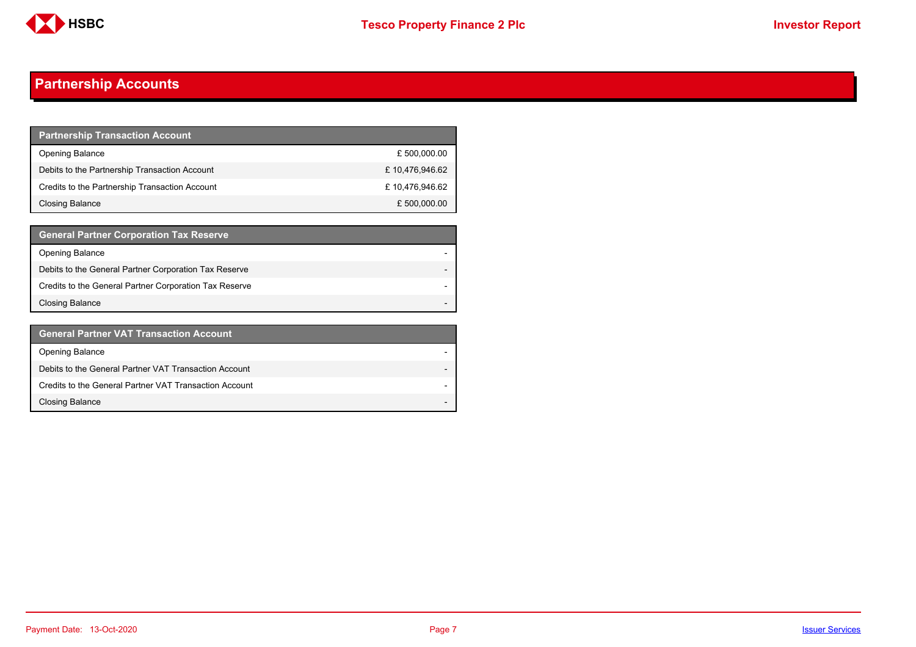## Partnership Accounts

| Partnership Transaction Account | |
|---|---|
| Opening Balance | £ 500,000.00 |
| Debits to the Partnership Transaction Account | £ 10,476,946.62 |
| Credits to the Partnership Transaction Account | £ 10,476,946.62 |
| Closing Balance | £ 500,000.00 |

| General Partner Corporation Tax Reserve | |
|---|---|
| Opening Balance | - |
| Debits to the General Partner Corporation Tax Reserve | - |
| Credits to the General Partner Corporation Tax Reserve | - |
| Closing Balance | - |

| General Partner VAT Transaction Account | |
|---|---|
| Opening Balance | - |
| Debits to the General Partner VAT Transaction Account | - |
| Credits to the General Partner VAT Transaction Account | - |
| Closing Balance | - |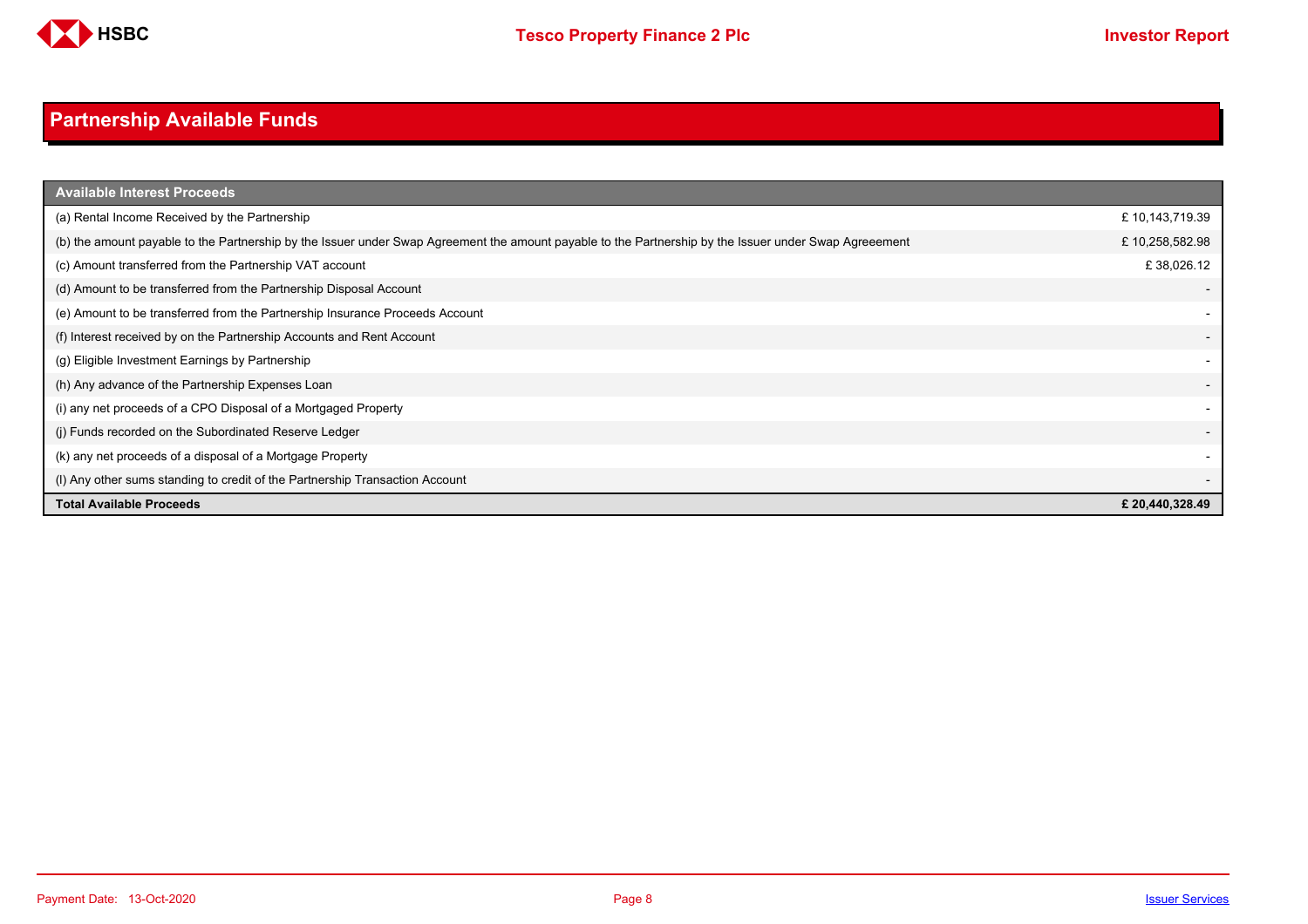## Partnership Available Funds

| Available Interest Proceeds | |
|---|---|
| (a) Rental Income Received by the Partnership | £ 10,143,719.39 |
| (b) the amount payable to the Partnership by the Issuer under Swap Agreement the amount payable to the Partnership by the Issuer under Swap Agreeement | £ 10,258,582.98 |
| (c) Amount transferred from the Partnership VAT account | £ 38,026.12 |
| (d) Amount to be transferred from the Partnership Disposal Account | - |
| (e) Amount to be transferred from the Partnership Insurance Proceeds Account | - |
| (f) Interest received by on the Partnership Accounts and Rent Account | - |
| (g) Eligible Investment Earnings by Partnership | - |
| (h) Any advance of the Partnership Expenses Loan | - |
| (i) any net proceeds of a CPO Disposal of a Mortgaged Property | - |
| (j) Funds recorded on the Subordinated Reserve Ledger | - |
| (k) any net proceeds of a disposal of a Mortgage Property | - |
| (l) Any other sums standing to credit of the Partnership Transaction Account | - |
| **Total Available Proceeds** | **£ 20,440,328.49** |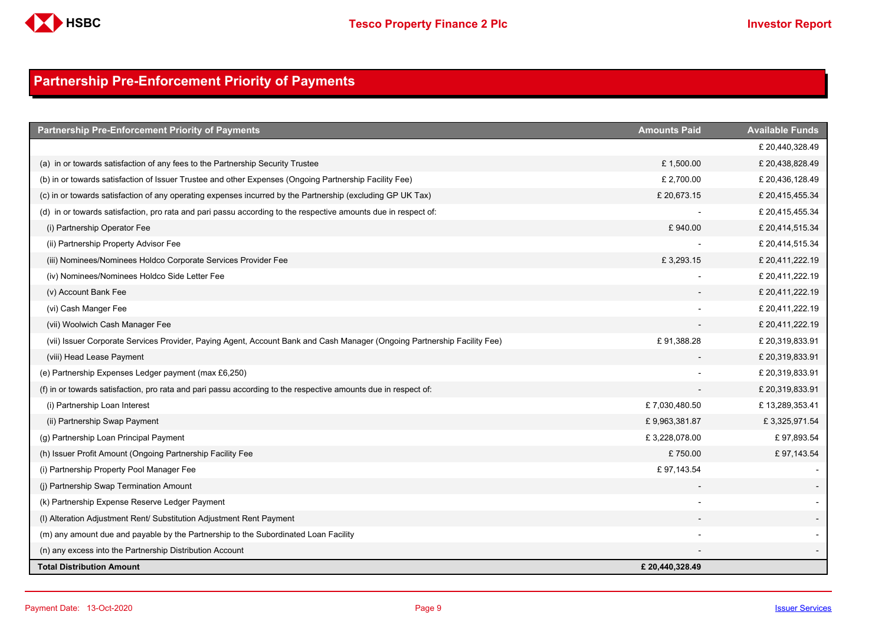## Partnership Pre-Enforcement Priority of Payments

| Partnership Pre-Enforcement Priority of Payments | Amounts Paid | Available Funds |
|---|---|---|
| | | £ 20,440,328.49 |
| (a) in or towards satisfaction of any fees to the Partnership Security Trustee | £ 1,500.00 | £ 20,438,828.49 |
| (b) in or towards satisfaction of Issuer Trustee and other Expenses (Ongoing Partnership Facility Fee) | £ 2,700.00 | £ 20,436,128.49 |
| (c) in or towards satisfaction of any operating expenses incurred by the Partnership (excluding GP UK Tax) | £ 20,673.15 | £ 20,415,455.34 |
| (d) in or towards satisfaction, pro rata and pari passu according to the respective amounts due in respect of: | - | £ 20,415,455.34 |
| (i) Partnership Operator Fee | £ 940.00 | £ 20,414,515.34 |
| (ii) Partnership Property Advisor Fee | - | £ 20,414,515.34 |
| (iii) Nominees/Nominees Holdco Corporate Services Provider Fee | £ 3,293.15 | £ 20,411,222.19 |
| (iv) Nominees/Nominees Holdco Side Letter Fee | - | £ 20,411,222.19 |
| (v) Account Bank Fee | - | £ 20,411,222.19 |
| (vi) Cash Manger Fee | - | £ 20,411,222.19 |
| (vii) Woolwich Cash Manager Fee | - | £ 20,411,222.19 |
| (vii) Issuer Corporate Services Provider, Paying Agent, Account Bank and Cash Manager (Ongoing Partnership Facility Fee) | £ 91,388.28 | £ 20,319,833.91 |
| (viii) Head Lease Payment | - | £ 20,319,833.91 |
| (e) Partnership Expenses Ledger payment (max £6,250) | - | £ 20,319,833.91 |
| (f) in or towards satisfaction, pro rata and pari passu according to the respective amounts due in respect of: | - | £ 20,319,833.91 |
| (i) Partnership Loan Interest | £ 7,030,480.50 | £ 13,289,353.41 |
| (ii) Partnership Swap Payment | £ 9,963,381.87 | £ 3,325,971.54 |
| (g) Partnership Loan Principal Payment | £ 3,228,078.00 | £ 97,893.54 |
| (h) Issuer Profit Amount (Ongoing Partnership Facility Fee | £ 750.00 | £ 97,143.54 |
| (i) Partnership Property Pool Manager Fee | £ 97,143.54 | - |
| (j) Partnership Swap Termination Amount | - | - |
| (k) Partnership Expense Reserve Ledger Payment | - | - |
| (l) Alteration Adjustment Rent/ Substitution Adjustment Rent Payment | - | - |
| (m) any amount due and payable by the Partnership to the Subordinated Loan Facility | - | - |
| (n) any excess into the Partnership Distribution Account | - | - |
| **Total Distribution Amount** | **£ 20,440,328.49** | |

Payment Date: 13-Oct-2020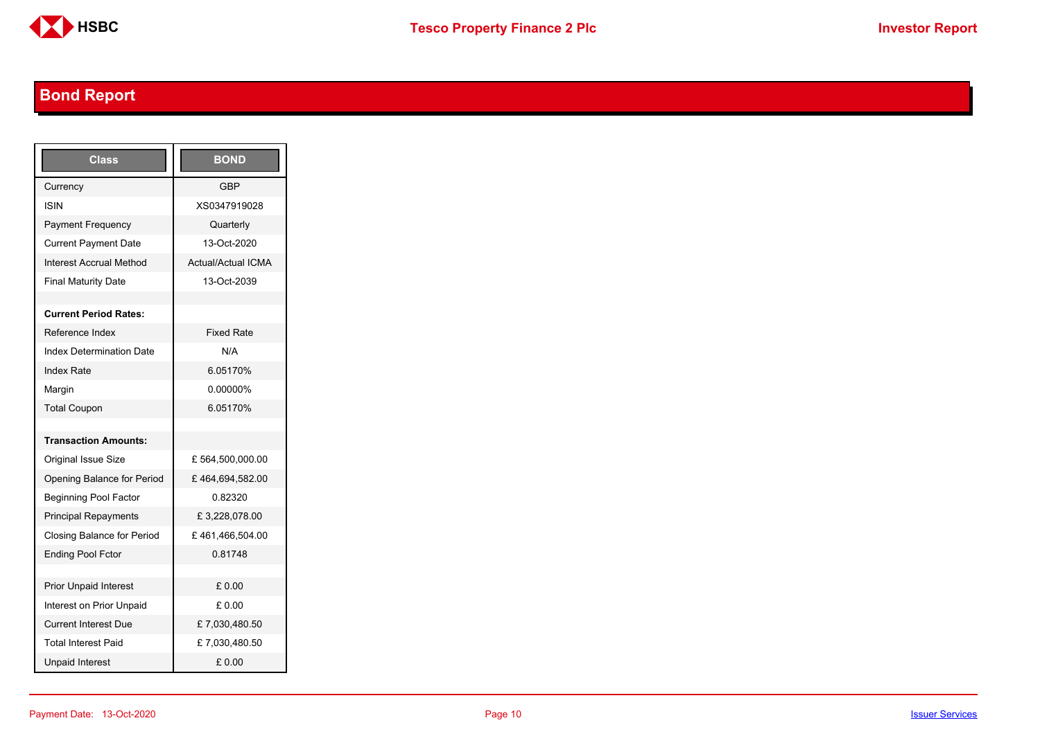## Bond Report

| Class | BOND |
|---|---|
| Currency | GBP |
| ISIN | XS0347919028 |
| Payment Frequency | Quarterly |
| Current Payment Date | 13-Oct-2020 |
| Interest Accrual Method | Actual/Actual ICMA |
| Final Maturity Date | 13-Oct-2039 |
| | |
| **Current Period Rates:** | |
| Reference Index | Fixed Rate |
| Index Determination Date | N/A |
| Index Rate | 6.05170% |
| Margin | 0.00000% |
| Total Coupon | 6.05170% |
| | |
| **Transaction Amounts:** | |
| Original Issue Size | £ 564,500,000.00 |
| Opening Balance for Period | £ 464,694,582.00 |
| Beginning Pool Factor | 0.82320 |
| Principal Repayments | £ 3,228,078.00 |
| Closing Balance for Period | £ 461,466,504.00 |
| Ending Pool Fctor | 0.81748 |
| | |
| Prior Unpaid Interest | £ 0.00 |
| Interest on Prior Unpaid | £ 0.00 |
| Current Interest Due | £ 7,030,480.50 |
| Total Interest Paid | £ 7,030,480.50 |
| Unpaid Interest | £ 0.00 |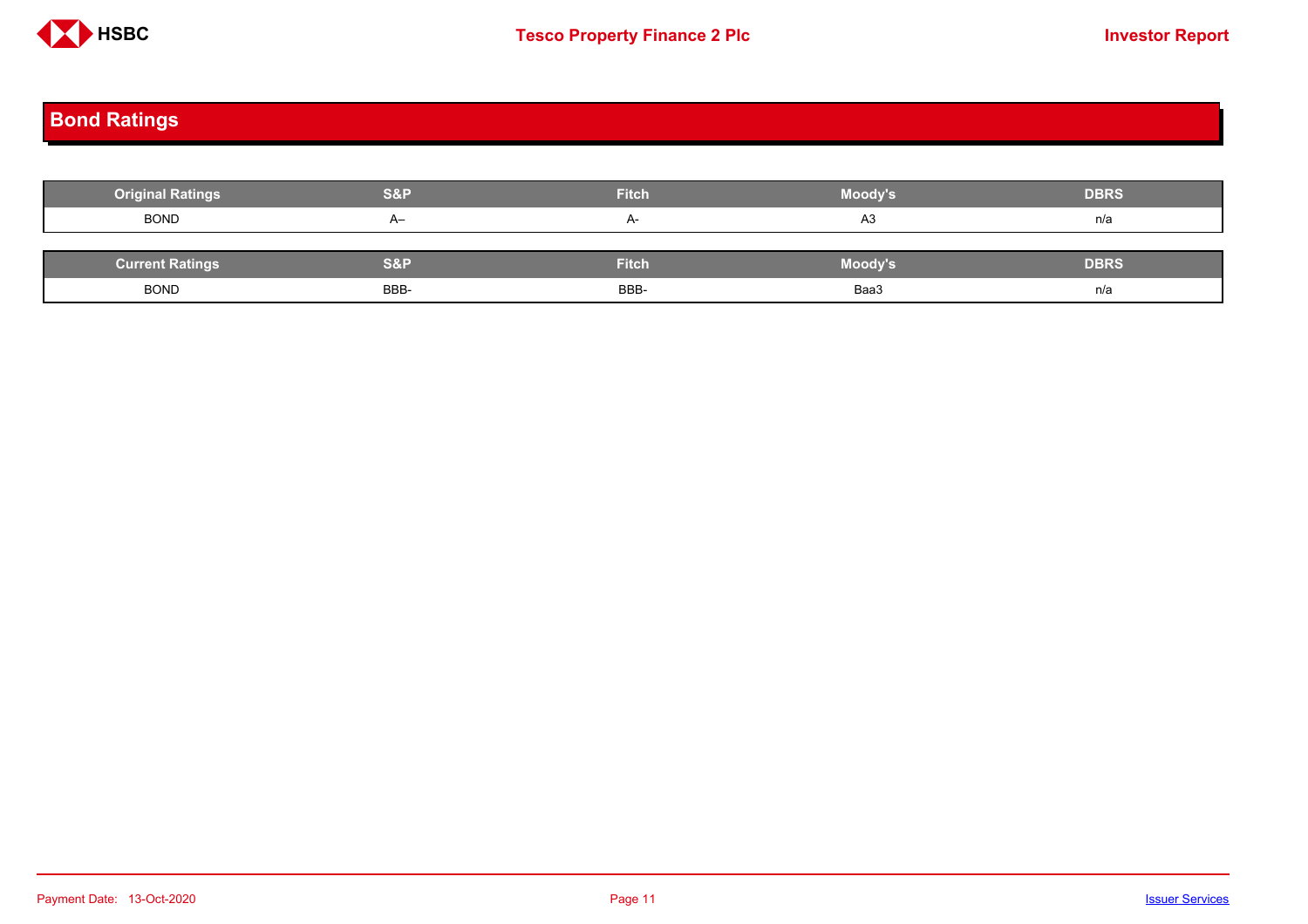## Bond Ratings

| Original Ratings | S&P | Fitch | Moody's | DBRS |
|---|---|---|---|---|
| BOND | A– | A- | A3 | n/a |

| Current Ratings | S&P | Fitch | Moody's | DBRS |
|---|---|---|---|---|
| BOND | BBB- | BBB- | Baa3 | n/a |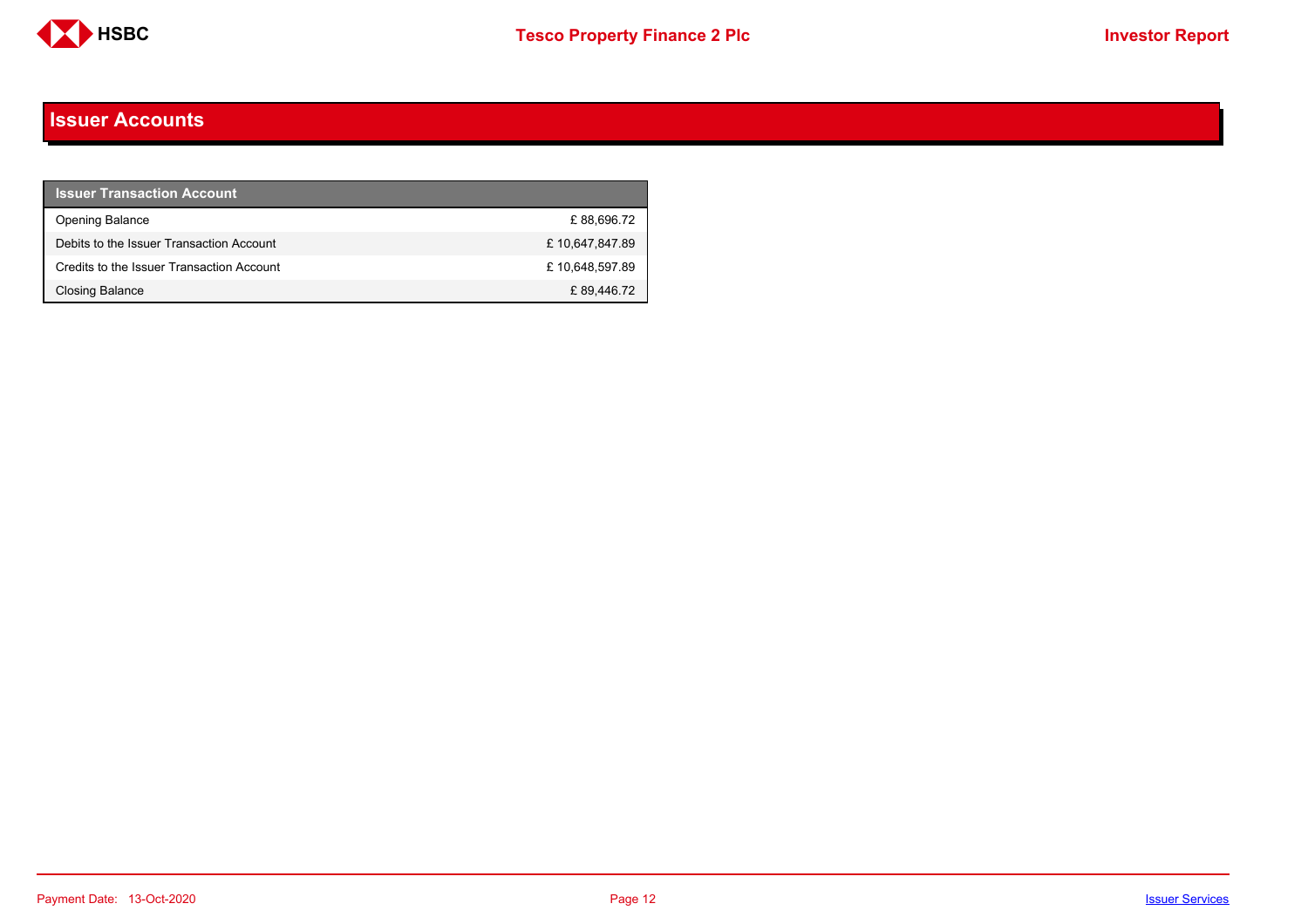## Issuer Accounts

| Issuer Transaction Account | |
|---|---|
| Opening Balance | £ 88,696.72 |
| Debits to the Issuer Transaction Account | £ 10,647,847.89 |
| Credits to the Issuer Transaction Account | £ 10,648,597.89 |
| Closing Balance | £ 89,446.72 |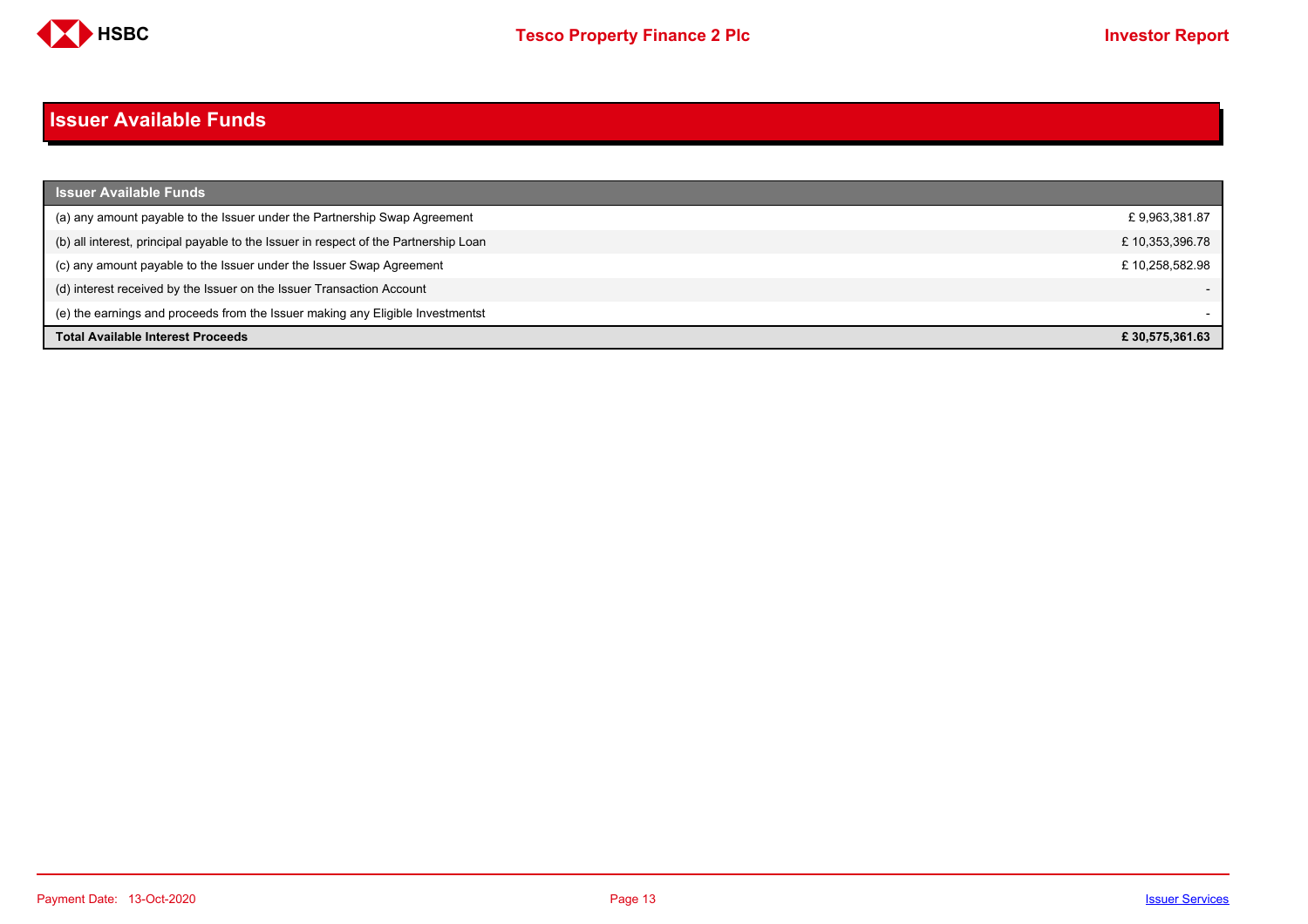# Issuer Available Funds

| Issuer Available Funds | |
|---|---|
| (a) any amount payable to the Issuer under the Partnership Swap Agreement | £ 9,963,381.87 |
| (b) all interest, principal payable to the Issuer in respect of the Partnership Loan | £ 10,353,396.78 |
| (c) any amount payable to the Issuer under the Issuer Swap Agreement | £ 10,258,582.98 |
| (d) interest received by the Issuer on the Issuer Transaction Account | - |
| (e) the earnings and proceeds from the Issuer making any Eligible Investmentst | - |
| **Total Available Interest Proceeds** | **£ 30,575,361.63** |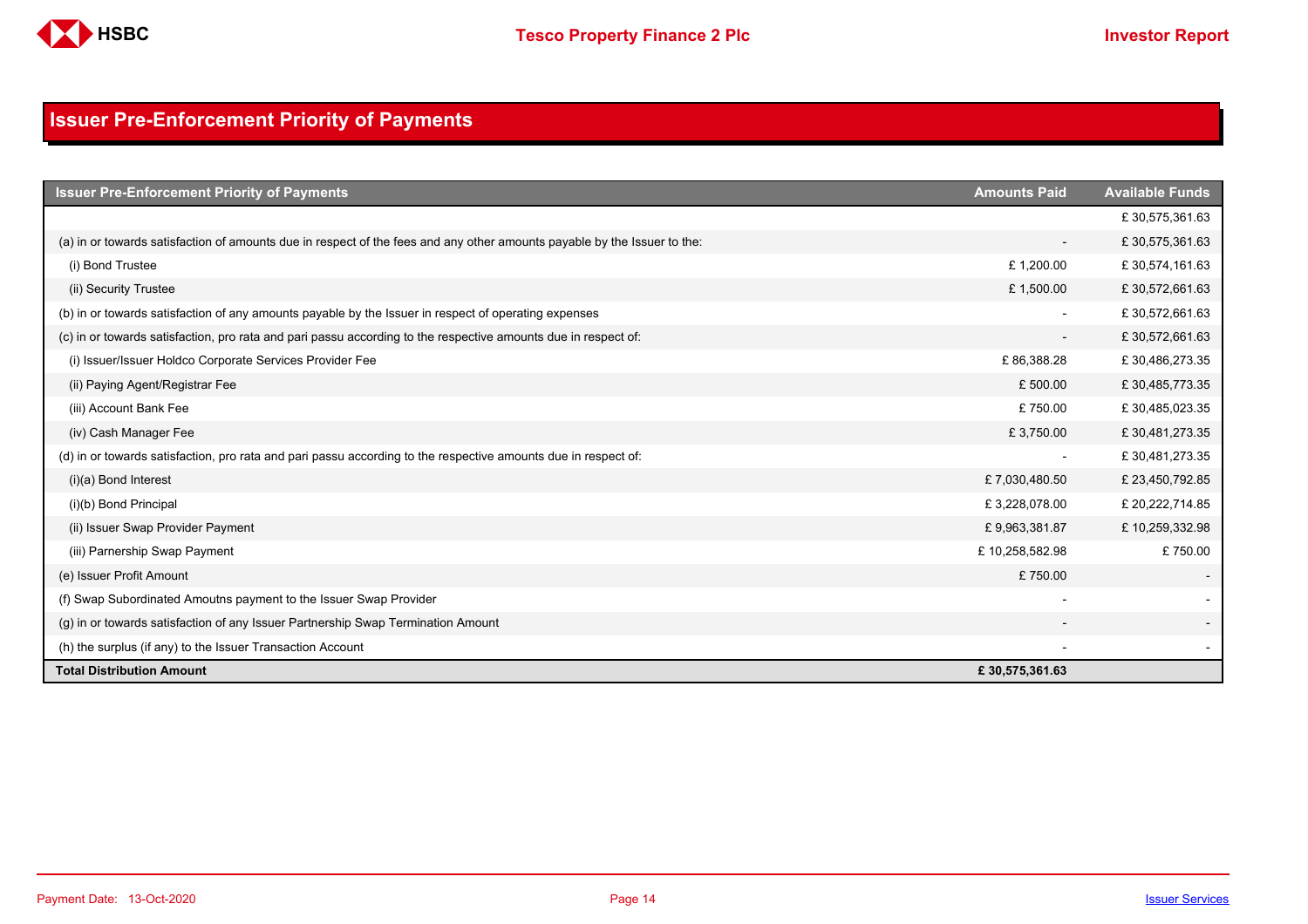# Issuer Pre-Enforcement Priority of Payments

| Issuer Pre-Enforcement Priority of Payments | Amounts Paid | Available Funds |
|---|---|---|
| | | £ 30,575,361.63 |
| (a) in or towards satisfaction of amounts due in respect of the fees and any other amounts payable by the Issuer to the: | - | £ 30,575,361.63 |
| (i) Bond Trustee | £ 1,200.00 | £ 30,574,161.63 |
| (ii) Security Trustee | £ 1,500.00 | £ 30,572,661.63 |
| (b) in or towards satisfaction of any amounts payable by the Issuer in respect of operating expenses | - | £ 30,572,661.63 |
| (c) in or towards satisfaction, pro rata and pari passu according to the respective amounts due in respect of: | - | £ 30,572,661.63 |
| (i) Issuer/Issuer Holdco Corporate Services Provider Fee | £ 86,388.28 | £ 30,486,273.35 |
| (ii) Paying Agent/Registrar Fee | £ 500.00 | £ 30,485,773.35 |
| (iii) Account Bank Fee | £ 750.00 | £ 30,485,023.35 |
| (iv) Cash Manager Fee | £ 3,750.00 | £ 30,481,273.35 |
| (d) in or towards satisfaction, pro rata and pari passu according to the respective amounts due in respect of: | - | £ 30,481,273.35 |
| (i)(a) Bond Interest | £ 7,030,480.50 | £ 23,450,792.85 |
| (i)(b) Bond Principal | £ 3,228,078.00 | £ 20,222,714.85 |
| (ii) Issuer Swap Provider Payment | £ 9,963,381.87 | £ 10,259,332.98 |
| (iii) Parnership Swap Payment | £ 10,258,582.98 | £ 750.00 |
| (e) Issuer Profit Amount | £ 750.00 | - |
| (f) Swap Subordinated Amoutns payment to the Issuer Swap Provider | - | - |
| (g) in or towards satisfaction of any Issuer Partnership Swap Termination Amount | - | - |
| (h) the surplus (if any) to the Issuer Transaction Account | - | - |
| **Total Distribution Amount** | **£ 30,575,361.63** | |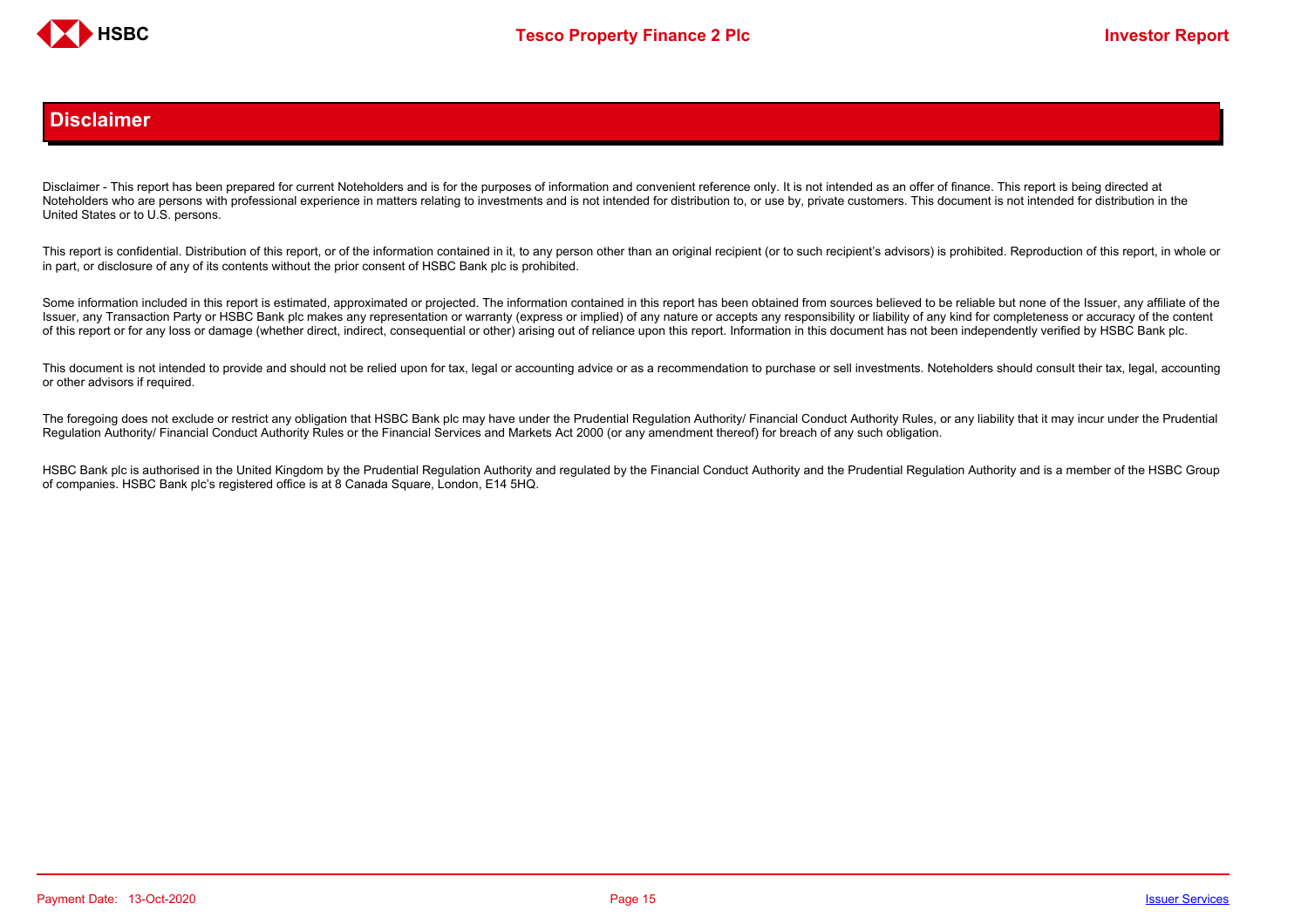## Disclaimer

Disclaimer - This report has been prepared for current Noteholders and is for the purposes of information and convenient reference only. It is not intended as an offer of finance. This report is being directed at Noteholders who are persons with professional experience in matters relating to investments and is not intended for distribution to, or use by, private customers. This document is not intended for distribution in the United States or to U.S. persons.

This report is confidential. Distribution of this report, or of the information contained in it, to any person other than an original recipient (or to such recipient's advisors) is prohibited. Reproduction of this report, in whole or in part, or disclosure of any of its contents without the prior consent of HSBC Bank plc is prohibited.

Some information included in this report is estimated, approximated or projected. The information contained in this report has been obtained from sources believed to be reliable but none of the Issuer, any affiliate of the Issuer, any Transaction Party or HSBC Bank plc makes any representation or warranty (express or implied) of any nature or accepts any responsibility or liability of any kind for completeness or accuracy of the content of this report or for any loss or damage (whether direct, indirect, consequential or other) arising out of reliance upon this report. Information in this document has not been independently verified by HSBC Bank plc.

This document is not intended to provide and should not be relied upon for tax, legal or accounting advice or as a recommendation to purchase or sell investments. Noteholders should consult their tax, legal, accounting or other advisors if required.

The foregoing does not exclude or restrict any obligation that HSBC Bank plc may have under the Prudential Regulation Authority/ Financial Conduct Authority Rules, or any liability that it may incur under the Prudential Regulation Authority/ Financial Conduct Authority Rules or the Financial Services and Markets Act 2000 (or any amendment thereof) for breach of any such obligation.

HSBC Bank plc is authorised in the United Kingdom by the Prudential Regulation Authority and regulated by the Financial Conduct Authority and the Prudential Regulation Authority and is a member of the HSBC Group of companies. HSBC Bank plc's registered office is at 8 Canada Square, London, E14 5HQ.